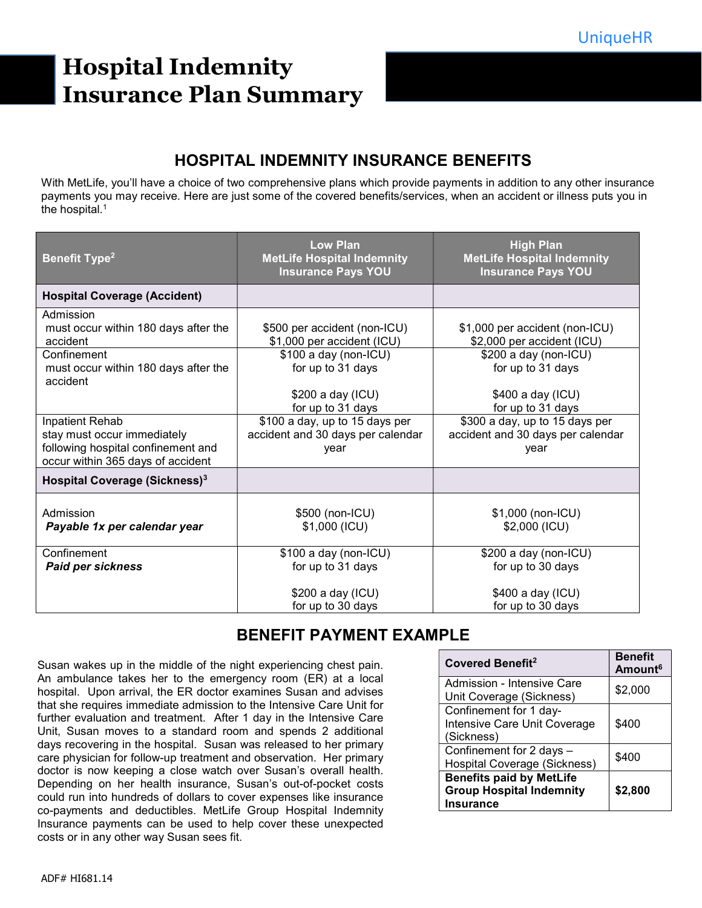UniqueHR

# Hospital Indemnity Insurance Plan Summary

## HOSPITAL INDEMNITY INSURANCE BENEFITS

With MetLife, you'll have a choice of two comprehensive plans which provide payments in addition to any other insurance payments you may receive. Here are just some of the covered benefits/services, when an accident or illness puts you in the hospital.[1]

| Benefit Type[2] | Low Plan MetLife Hospital Indemnity Insurance Pays YOU | High Plan MetLife Hospital Indemnity Insurance Pays YOU |
|---|---|---|
| **Hospital Coverage (Accident)** | | |
| Admission must occur within 180 days after the accident | $500 per accident (non-ICU) $1,000 per accident (ICU) | $1,000 per accident (non-ICU) $2,000 per accident (ICU) |
| Confinement must occur within 180 days after the accident | $100 a day (non-ICU) for up to 31 days<br><br>$200 a day (ICU) for up to 31 days | $200 a day (non-ICU) for up to 31 days<br><br>$400 a day (ICU) for up to 31 days |
| Inpatient Rehab stay must occur immediately following hospital confinement and occur within 365 days of accident | $100 a day, up to 15 days per accident and 30 days per calendar year | $300 a day, up to 15 days per accident and 30 days per calendar year |
| **Hospital Coverage (Sickness)[3]** | | |
| Admission ***Payable 1x per calendar year*** | $500 (non-ICU) $1,000 (ICU) | $1,000 (non-ICU) $2,000 (ICU) |
| Confinement ***Paid per sickness*** | $100 a day (non-ICU) for up to 31 days<br><br>$200 a day (ICU) for up to 30 days | $200 a day (non-ICU) for up to 30 days<br><br>$400 a day (ICU) for up to 30 days |

## BENEFIT PAYMENT EXAMPLE

Susan wakes up in the middle of the night experiencing chest pain. An ambulance takes her to the emergency room (ER) at a local hospital. Upon arrival, the ER doctor examines Susan and advises that she requires immediate admission to the Intensive Care Unit for further evaluation and treatment. After 1 day in the Intensive Care Unit, Susan moves to a standard room and spends 2 additional days recovering in the hospital. Susan was released to her primary care physician for follow-up treatment and observation. Her primary doctor is now keeping a close watch over Susan's overall health. Depending on her health insurance, Susan's out-of-pocket costs could run into hundreds of dollars to cover expenses like insurance co-payments and deductibles. MetLife Group Hospital Indemnity Insurance payments can be used to help cover these unexpected costs or in any other way Susan sees fit.

| Covered Benefit[2] | Benefit Amount[6] |
|---|---|
| Admission - Intensive Care Unit Coverage (Sickness) | $2,000 |
| Confinement for 1 day- Intensive Care Unit Coverage (Sickness) | $400 |
| Confinement for 2 days – Hospital Coverage (Sickness) | $400 |
| **Benefits paid by MetLife Group Hospital Indemnity Insurance** | **$2,800** |

ADF# HI681.14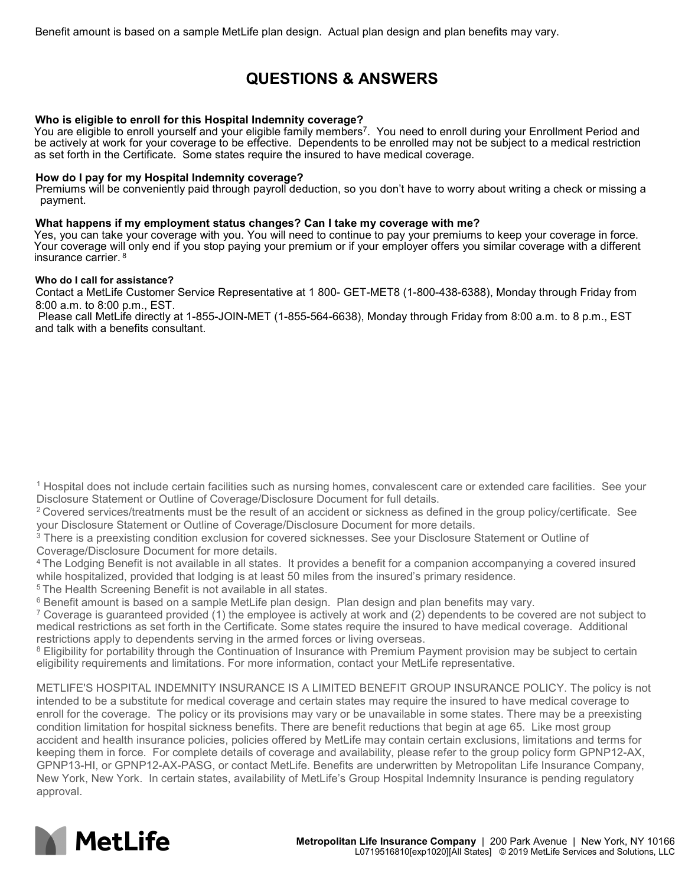Benefit amount is based on a sample MetLife plan design. Actual plan design and plan benefits may vary.

## QUESTIONS & ANSWERS

**Who is eligible to enroll for this Hospital Indemnity coverage?**
You are eligible to enroll yourself and your eligible family members[7]. You need to enroll during your Enrollment Period and be actively at work for your coverage to be effective. Dependents to be enrolled may not be subject to a medical restriction as set forth in the Certificate. Some states require the insured to have medical coverage.

**How do I pay for my Hospital Indemnity coverage?**
Premiums will be conveniently paid through payroll deduction, so you don't have to worry about writing a check or missing a payment.

**What happens if my employment status changes? Can I take my coverage with me?**
Yes, you can take your coverage with you. You will need to continue to pay your premiums to keep your coverage in force. Your coverage will only end if you stop paying your premium or if your employer offers you similar coverage with a different insurance carrier.[8]

**Who do I call for assistance?**
Contact a MetLife Customer Service Representative at 1 800- GET-MET8 (1-800-438-6388), Monday through Friday from 8:00 a.m. to 8:00 p.m., EST.
Please call MetLife directly at 1-855-JOIN-MET (1-855-564-6638), Monday through Friday from 8:00 a.m. to 8 p.m., EST and talk with a benefits consultant.

[1] Hospital does not include certain facilities such as nursing homes, convalescent care or extended care facilities. See your Disclosure Statement or Outline of Coverage/Disclosure Document for full details.
[2] Covered services/treatments must be the result of an accident or sickness as defined in the group policy/certificate. See your Disclosure Statement or Outline of Coverage/Disclosure Document for more details.
[3] There is a preexisting condition exclusion for covered sicknesses. See your Disclosure Statement or Outline of Coverage/Disclosure Document for more details.
[4] The Lodging Benefit is not available in all states. It provides a benefit for a companion accompanying a covered insured while hospitalized, provided that lodging is at least 50 miles from the insured's primary residence.
[5] The Health Screening Benefit is not available in all states.
[6] Benefit amount is based on a sample MetLife plan design. Plan design and plan benefits may vary.
[7] Coverage is guaranteed provided (1) the employee is actively at work and (2) dependents to be covered are not subject to medical restrictions as set forth in the Certificate. Some states require the insured to have medical coverage. Additional restrictions apply to dependents serving in the armed forces or living overseas.
[8] Eligibility for portability through the Continuation of Insurance with Premium Payment provision may be subject to certain eligibility requirements and limitations. For more information, contact your MetLife representative.

METLIFE'S HOSPITAL INDEMNITY INSURANCE IS A LIMITED BENEFIT GROUP INSURANCE POLICY. The policy is not intended to be a substitute for medical coverage and certain states may require the insured to have medical coverage to enroll for the coverage. The policy or its provisions may vary or be unavailable in some states. There may be a preexisting condition limitation for hospital sickness benefits. There are benefit reductions that begin at age 65. Like most group accident and health insurance policies, policies offered by MetLife may contain certain exclusions, limitations and terms for keeping them in force. For complete details of coverage and availability, please refer to the group policy form GPNP12-AX, GPNP13-HI, or GPNP12-AX-PASG, or contact MetLife. Benefits are underwritten by Metropolitan Life Insurance Company, New York, New York. In certain states, availability of MetLife's Group Hospital Indemnity Insurance is pending regulatory approval.

MetLife

**Metropolitan Life Insurance Company** | 200 Park Avenue | New York, NY 10166
L0719516810[exp1020][All States] © 2019 MetLife Services and Solutions, LLC